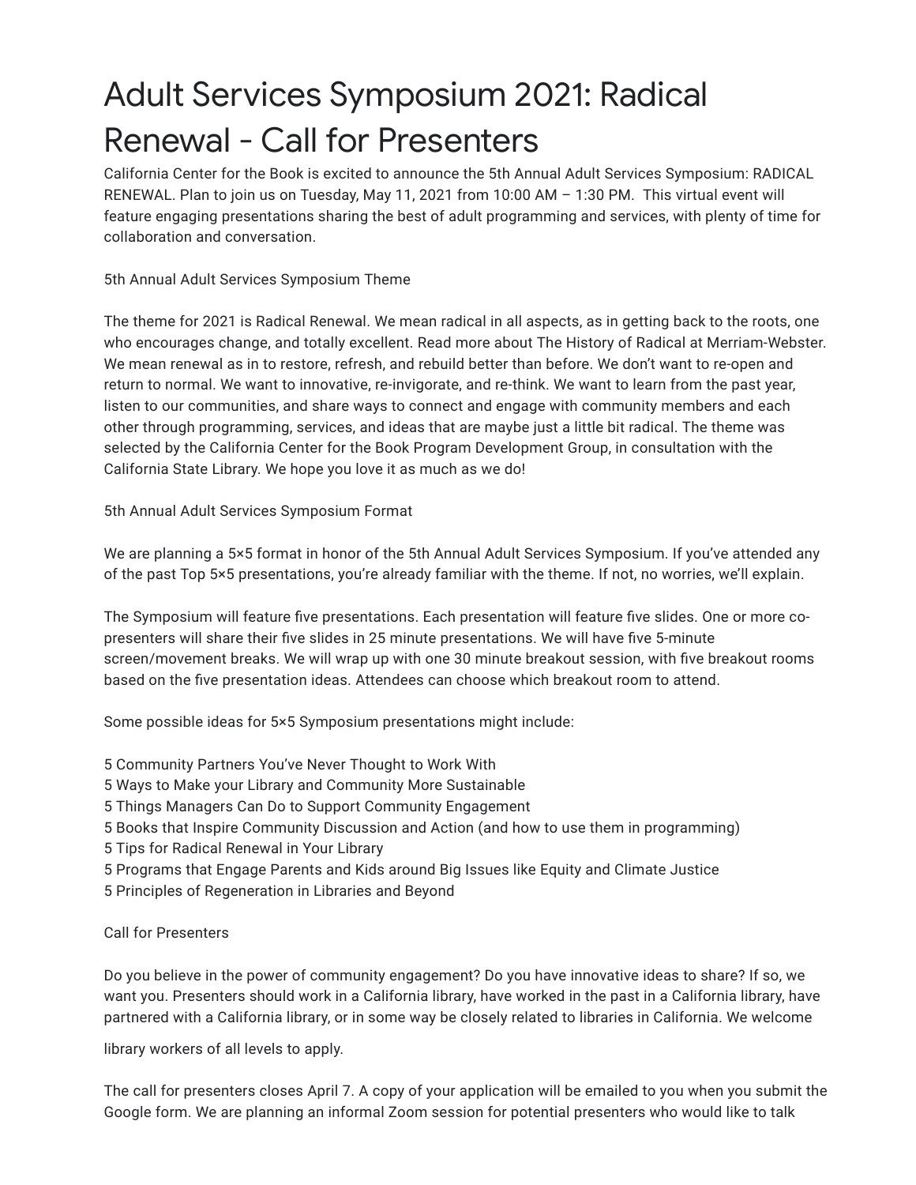# Adult Services Symposium 2021: Radical Renewal - Call for Presenters

California Center for the Book is excited to announce the 5th Annual Adult Services Symposium: RADICAL RENEWAL. Plan to join us on Tuesday, May 11, 2021 from 10:00 AM – 1:30 PM. This virtual event will feature engaging presentations sharing the best of adult programming and services, with plenty of time for collaboration and conversation.

## 5th Annual Adult Services Symposium Theme

The theme for 2021 is Radical Renewal. We mean radical in all aspects, as in getting back to the roots, one who encourages change, and totally excellent. Read more about The History of Radical at Merriam-Webster. We mean renewal as in to restore, refresh, and rebuild better than before. We don't want to re-open and return to normal. We want to innovative, re-invigorate, and re-think. We want to learn from the past year, listen to our communities, and share ways to connect and engage with community members and each other through programming, services, and ideas that are maybe just a little bit radical. The theme was selected by the California Center for the Book Program Development Group, in consultation with the California State Library. We hope you love it as much as we do!

## 5th Annual Adult Services Symposium Format

We are planning a 5×5 format in honor of the 5th Annual Adult Services Symposium. If you've attended any of the past Top 5×5 presentations, you're already familiar with the theme. If not, no worries, we'll explain.

The Symposium will feature five presentations. Each presentation will feature five slides. One or more co-presenters will share their five slides in 25 minute presentations. We will have five 5-minute screen/movement breaks. We will wrap up with one 30 minute breakout session, with five breakout rooms based on the five presentation ideas. Attendees can choose which breakout room to attend.

Some possible ideas for 5×5 Symposium presentations might include:

- 5 Community Partners You've Never Thought to Work With
- 5 Ways to Make your Library and Community More Sustainable
- 5 Things Managers Can Do to Support Community Engagement
- 5 Books that Inspire Community Discussion and Action (and how to use them in programming)
- 5 Tips for Radical Renewal in Your Library
- 5 Programs that Engage Parents and Kids around Big Issues like Equity and Climate Justice
- 5 Principles of Regeneration in Libraries and Beyond

## Call for Presenters

Do you believe in the power of community engagement? Do you have innovative ideas to share? If so, we want you. Presenters should work in a California library, have worked in the past in a California library, have partnered with a California library, or in some way be closely related to libraries in California. We welcome library workers of all levels to apply.

The call for presenters closes April 7. A copy of your application will be emailed to you when you submit the Google form. We are planning an informal Zoom session for potential presenters who would like to talk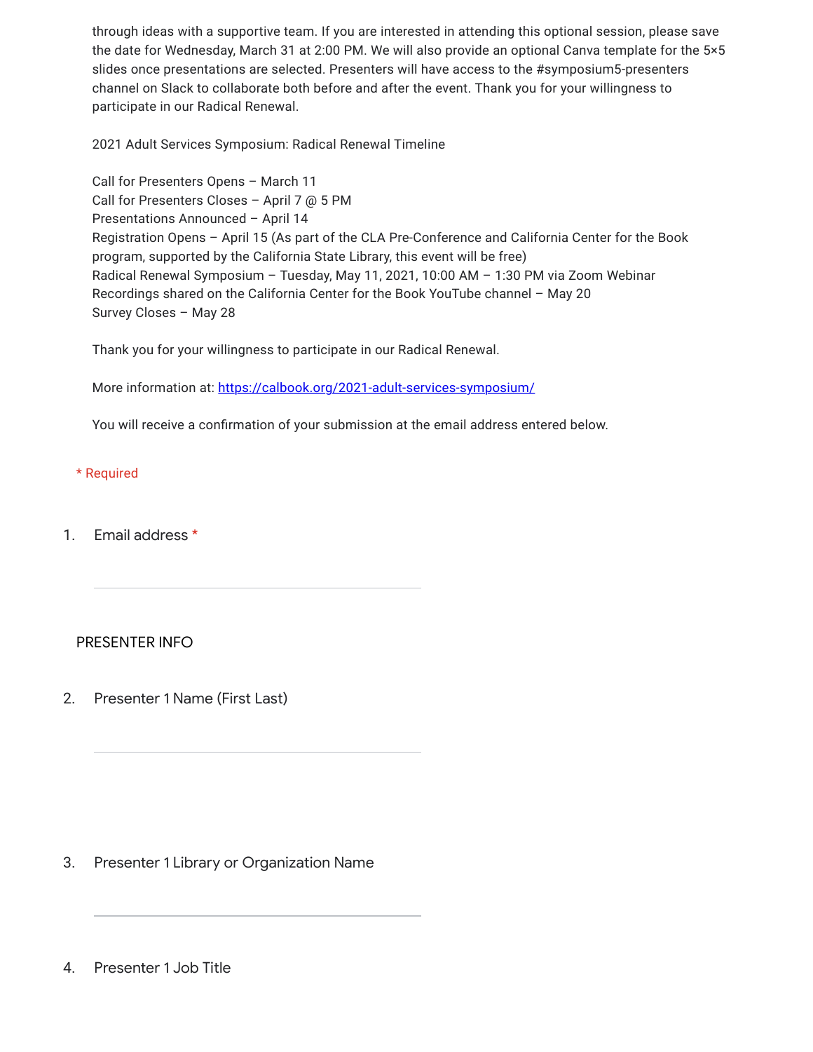through ideas with a supportive team. If you are interested in attending this optional session, please save the date for Wednesday, March 31 at 2:00 PM. We will also provide an optional Canva template for the 5×5 slides once presentations are selected. Presenters will have access to the #symposium5-presenters channel on Slack to collaborate both before and after the event. Thank you for your willingness to participate in our Radical Renewal.

2021 Adult Services Symposium: Radical Renewal Timeline

Call for Presenters Opens – March 11
Call for Presenters Closes – April 7 @ 5 PM
Presentations Announced – April 14
Registration Opens – April 15 (As part of the CLA Pre-Conference and California Center for the Book program, supported by the California State Library, this event will be free)
Radical Renewal Symposium – Tuesday, May 11, 2021, 10:00 AM – 1:30 PM via Zoom Webinar
Recordings shared on the California Center for the Book YouTube channel – May 20
Survey Closes – May 28

Thank you for your willingness to participate in our Radical Renewal.

More information at: [https://calbook.org/2021-adult-services-symposium/](https://calbook.org/2021-adult-services-symposium/)

You will receive a confirmation of your submission at the email address entered below.

\* Required

1. Email address *

_______________________________

PRESENTER INFO

2. Presenter 1 Name (First Last)

_______________________________

3. Presenter 1 Library or Organization Name

_______________________________

4. Presenter 1 Job Title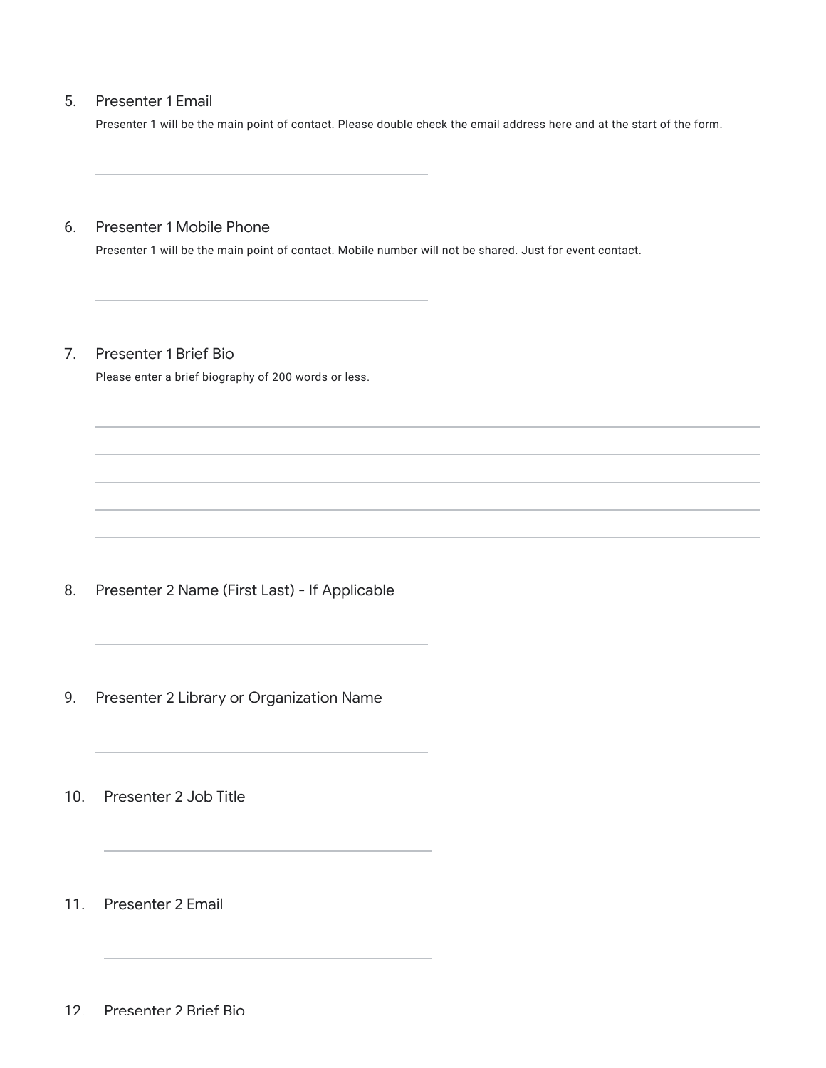5. Presenter 1 Email

   Presenter 1 will be the main point of contact. Please double check the email address here and at the start of the form.

6. Presenter 1 Mobile Phone

   Presenter 1 will be the main point of contact. Mobile number will not be shared. Just for event contact.

7. Presenter 1 Brief Bio

   Please enter a brief biography of 200 words or less.

8. Presenter 2 Name (First Last) - If Applicable

9. Presenter 2 Library or Organization Name

10. Presenter 2 Job Title

11. Presenter 2 Email

12. Presenter 2 Brief Bio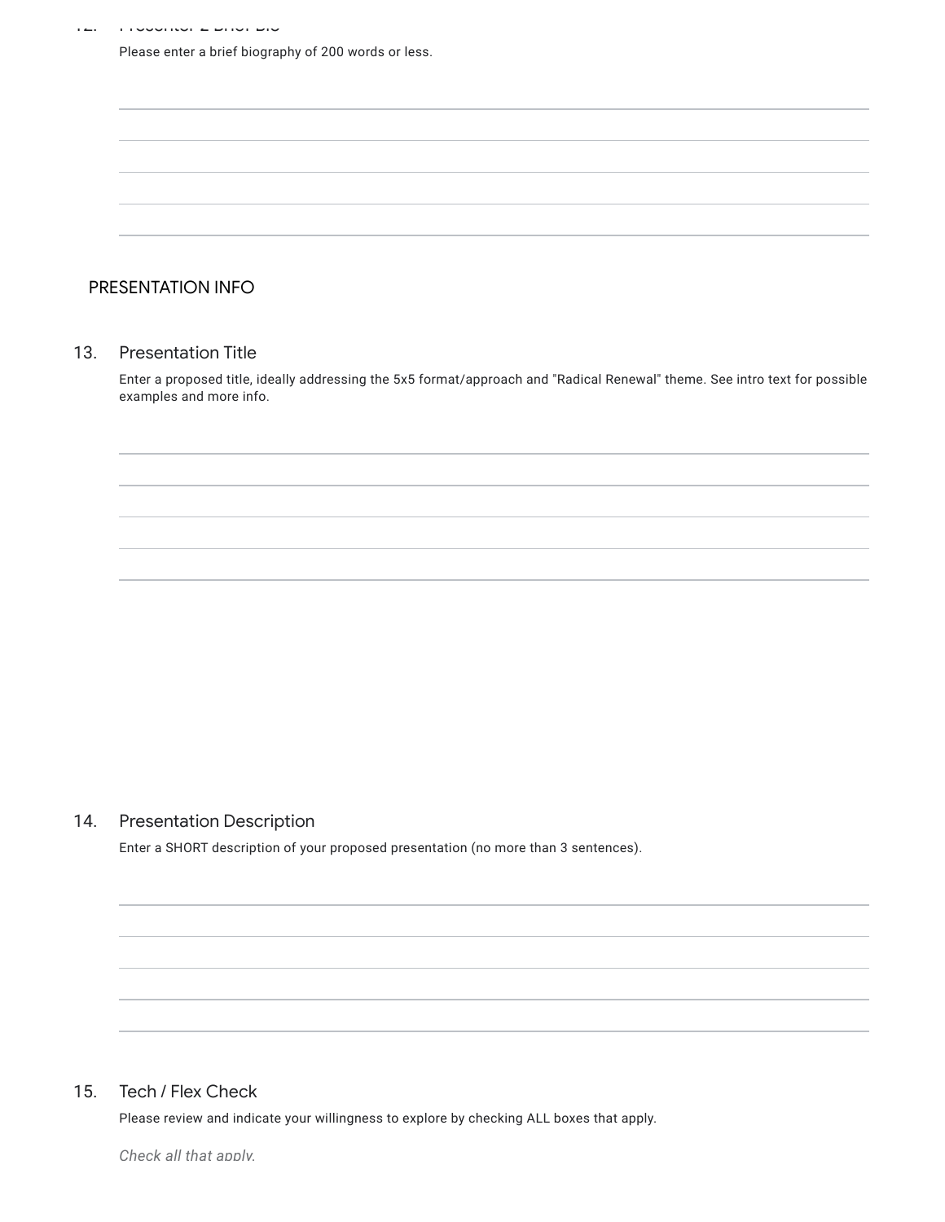12. Presenter 2 Brief Bio

Please enter a brief biography of 200 words or less.

## PRESENTATION INFO

13. Presentation Title

Enter a proposed title, ideally addressing the 5x5 format/approach and "Radical Renewal" theme. See intro text for possible examples and more info.

14. Presentation Description

Enter a SHORT description of your proposed presentation (no more than 3 sentences).

15. Tech / Flex Check

Please review and indicate your willingness to explore by checking ALL boxes that apply.

*Check all that apply.*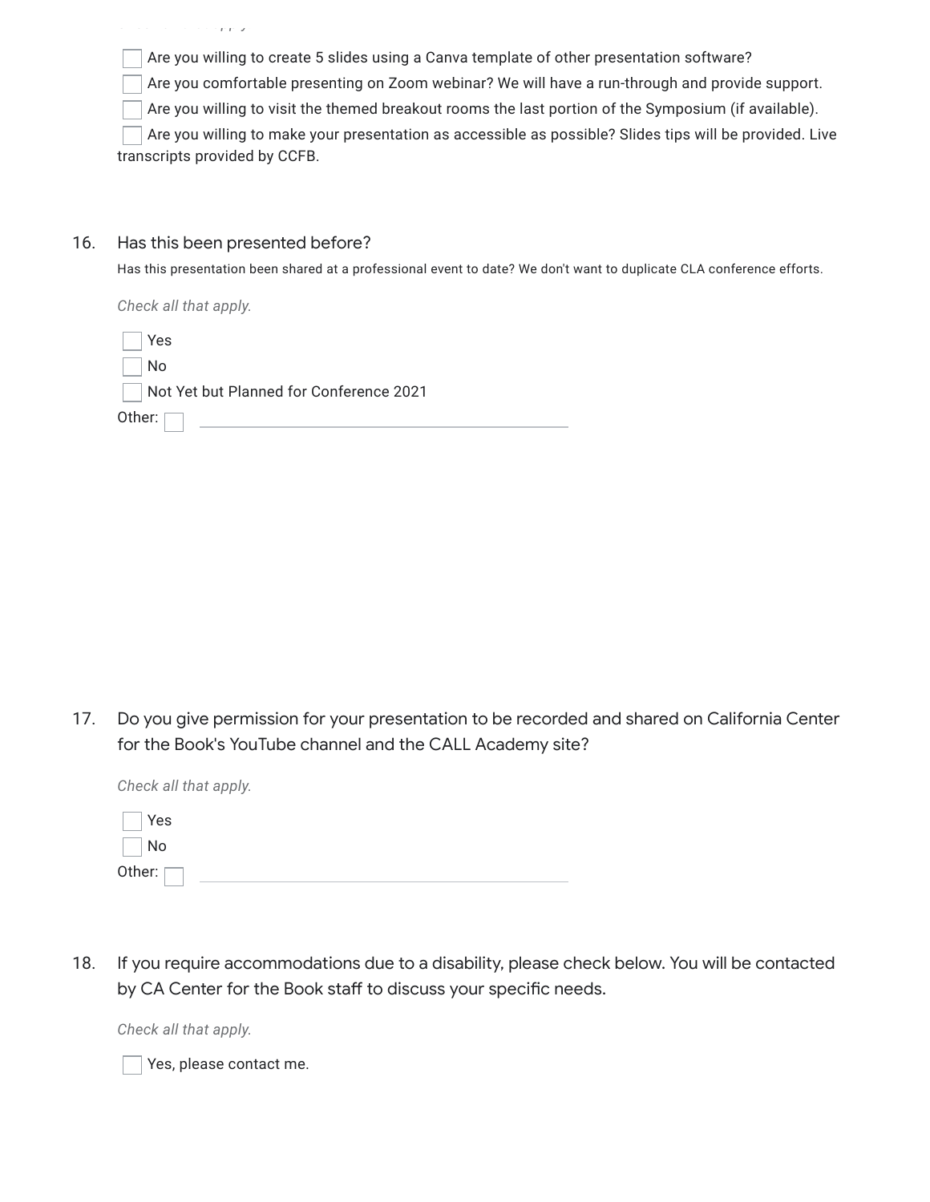- [ ] Are you willing to create 5 slides using a Canva template of other presentation software?
- [ ] Are you comfortable presenting on Zoom webinar? We will have a run-through and provide support.
- [ ] Are you willing to visit the themed breakout rooms the last portion of the Symposium (if available).
- [ ] Are you willing to make your presentation as accessible as possible? Slides tips will be provided. Live transcripts provided by CCFB.

16. Has this been presented before?

Has this presentation been shared at a professional event to date? We don't want to duplicate CLA conference efforts.

*Check all that apply.*

- [ ] Yes
- [ ] No
- [ ] Not Yet but Planned for Conference 2021

Other: [ ] ______________________

17. Do you give permission for your presentation to be recorded and shared on California Center for the Book's YouTube channel and the CALL Academy site?

*Check all that apply.*

- [ ] Yes
- [ ] No

Other: [ ] ______________________

18. If you require accommodations due to a disability, please check below. You will be contacted by CA Center for the Book staff to discuss your specific needs.

*Check all that apply.*

- [ ] Yes, please contact me.